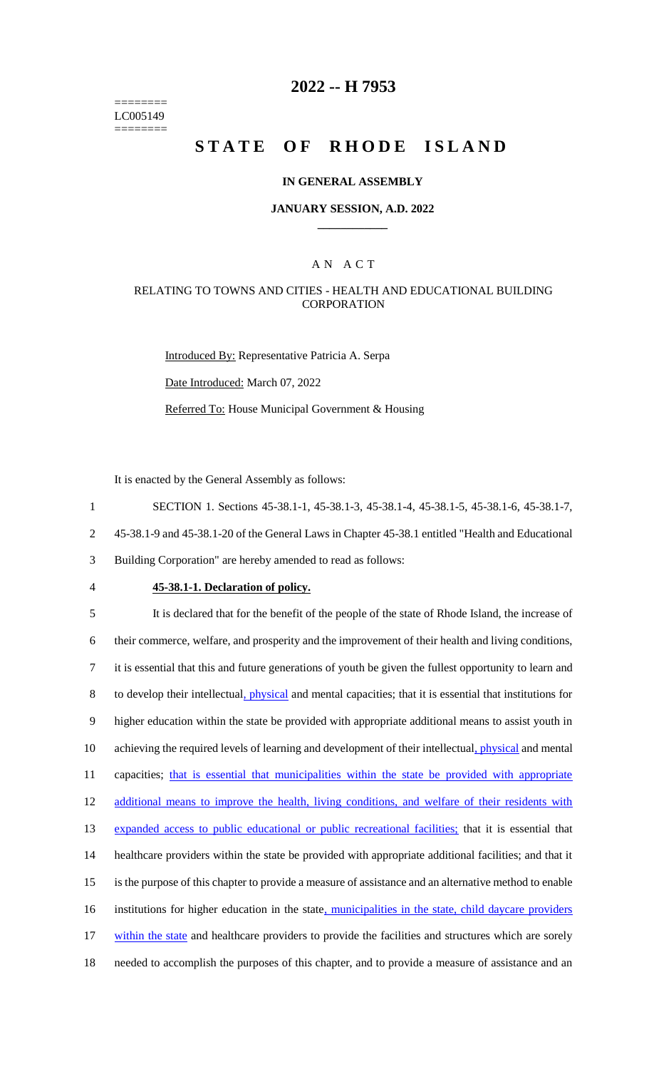======== LC005149 ========

# 2022 -- H 7953

# STATE OF RHODE ISLAND

## IN GENERAL ASSEMBLY

### JANUARY SESSION, A.D. 2022

### A N A C T

RELATING TO TOWNS AND CITIES - HEALTH AND EDUCATIONAL BUILDING CORPORATION

Introduced By: Representative Patricia A. Serpa

Date Introduced: March 07, 2022

Referred To: House Municipal Government & Housing

It is enacted by the General Assembly as follows:

1 SECTION 1. Sections 45-38.1-1, 45-38.1-3, 45-38.1-4, 45-38.1-5, 45-38.1-6, 45-38.1-7,
2 45-38.1-9 and 45-38.1-20 of the General Laws in Chapter 45-38.1 entitled "Health and Educational
3 Building Corporation" are hereby amended to read as follows:

4 **45-38.1-1. Declaration of policy.**

5 It is declared that for the benefit of the people of the state of Rhode Island, the increase of
6 their commerce, welfare, and prosperity and the improvement of their health and living conditions,
7 it is essential that this and future generations of youth be given the fullest opportunity to learn and
8 to develop their intellectual, physical and mental capacities; that it is essential that institutions for
9 higher education within the state be provided with appropriate additional means to assist youth in
10 achieving the required levels of learning and development of their intellectual, physical and mental
11 capacities; that is essential that municipalities within the state be provided with appropriate
12 additional means to improve the health, living conditions, and welfare of their residents with
13 expanded access to public educational or public recreational facilities; that it is essential that
14 healthcare providers within the state be provided with appropriate additional facilities; and that it
15 is the purpose of this chapter to provide a measure of assistance and an alternative method to enable
16 institutions for higher education in the state, municipalities in the state, child daycare providers
17 within the state and healthcare providers to provide the facilities and structures which are sorely
18 needed to accomplish the purposes of this chapter, and to provide a measure of assistance and an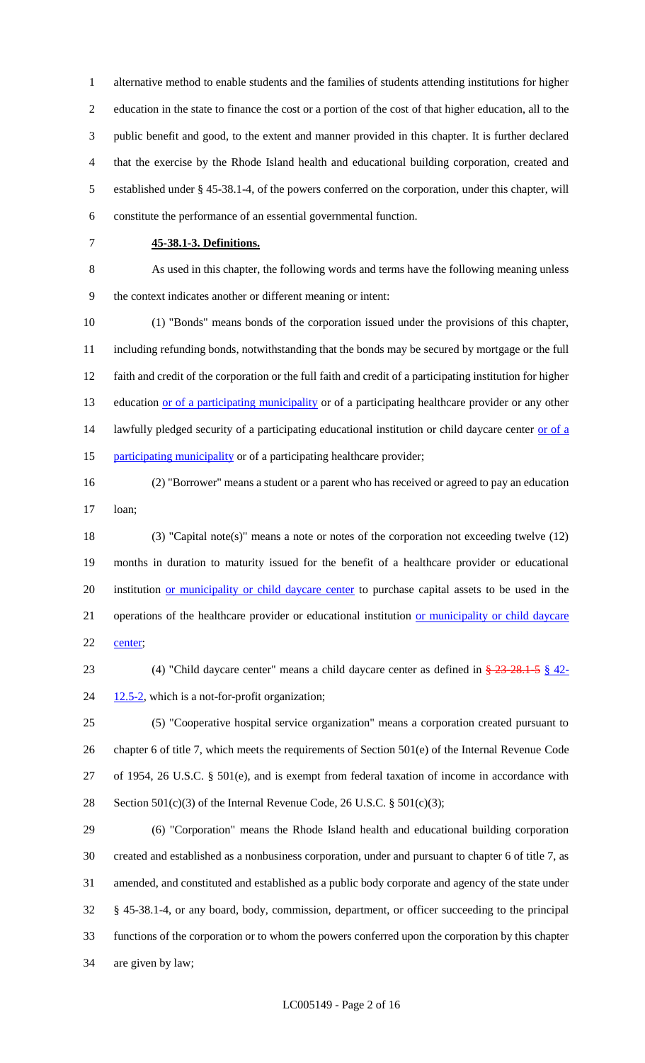alternative method to enable students and the families of students attending institutions for higher education in the state to finance the cost or a portion of the cost of that higher education, all to the public benefit and good, to the extent and manner provided in this chapter. It is further declared that the exercise by the Rhode Island health and educational building corporation, created and established under § 45-38.1-4, of the powers conferred on the corporation, under this chapter, will constitute the performance of an essential governmental function.

**45-38.1-3. Definitions.**

As used in this chapter, the following words and terms have the following meaning unless the context indicates another or different meaning or intent:

(1) "Bonds" means bonds of the corporation issued under the provisions of this chapter, including refunding bonds, notwithstanding that the bonds may be secured by mortgage or the full faith and credit of the corporation or the full faith and credit of a participating institution for higher education or of a participating municipality or of a participating healthcare provider or any other lawfully pledged security of a participating educational institution or child daycare center or of a participating municipality or of a participating healthcare provider;

(2) "Borrower" means a student or a parent who has received or agreed to pay an education loan;

(3) "Capital note(s)" means a note or notes of the corporation not exceeding twelve (12) months in duration to maturity issued for the benefit of a healthcare provider or educational institution or municipality or child daycare center to purchase capital assets to be used in the operations of the healthcare provider or educational institution or municipality or child daycare center;

(4) "Child daycare center" means a child daycare center as defined in ~~§ 23-28.1-5~~ § 42-12.5-2, which is a not-for-profit organization;

(5) "Cooperative hospital service organization" means a corporation created pursuant to chapter 6 of title 7, which meets the requirements of Section 501(e) of the Internal Revenue Code of 1954, 26 U.S.C. § 501(e), and is exempt from federal taxation of income in accordance with Section 501(c)(3) of the Internal Revenue Code, 26 U.S.C. § 501(c)(3);

(6) "Corporation" means the Rhode Island health and educational building corporation created and established as a nonbusiness corporation, under and pursuant to chapter 6 of title 7, as amended, and constituted and established as a public body corporate and agency of the state under § 45-38.1-4, or any board, body, commission, department, or officer succeeding to the principal functions of the corporation or to whom the powers conferred upon the corporation by this chapter are given by law;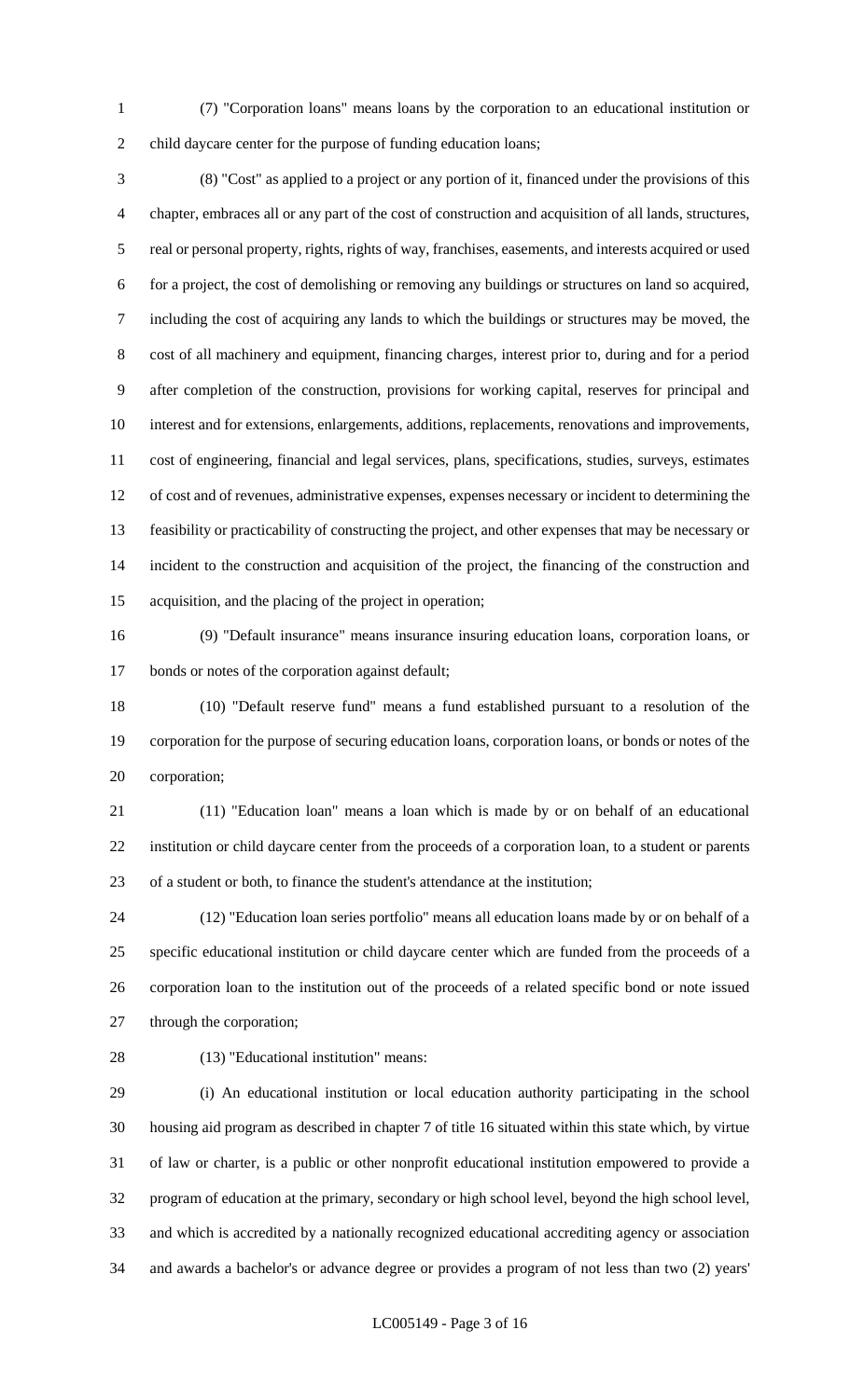(7) "Corporation loans" means loans by the corporation to an educational institution or child daycare center for the purpose of funding education loans;

(8) "Cost" as applied to a project or any portion of it, financed under the provisions of this chapter, embraces all or any part of the cost of construction and acquisition of all lands, structures, real or personal property, rights, rights of way, franchises, easements, and interests acquired or used for a project, the cost of demolishing or removing any buildings or structures on land so acquired, including the cost of acquiring any lands to which the buildings or structures may be moved, the cost of all machinery and equipment, financing charges, interest prior to, during and for a period after completion of the construction, provisions for working capital, reserves for principal and interest and for extensions, enlargements, additions, replacements, renovations and improvements, cost of engineering, financial and legal services, plans, specifications, studies, surveys, estimates of cost and of revenues, administrative expenses, expenses necessary or incident to determining the feasibility or practicability of constructing the project, and other expenses that may be necessary or incident to the construction and acquisition of the project, the financing of the construction and acquisition, and the placing of the project in operation;

(9) "Default insurance" means insurance insuring education loans, corporation loans, or bonds or notes of the corporation against default;

(10) "Default reserve fund" means a fund established pursuant to a resolution of the corporation for the purpose of securing education loans, corporation loans, or bonds or notes of the corporation;

(11) "Education loan" means a loan which is made by or on behalf of an educational institution or child daycare center from the proceeds of a corporation loan, to a student or parents of a student or both, to finance the student's attendance at the institution;

(12) "Education loan series portfolio" means all education loans made by or on behalf of a specific educational institution or child daycare center which are funded from the proceeds of a corporation loan to the institution out of the proceeds of a related specific bond or note issued through the corporation;

(13) "Educational institution" means:

(i) An educational institution or local education authority participating in the school housing aid program as described in chapter 7 of title 16 situated within this state which, by virtue of law or charter, is a public or other nonprofit educational institution empowered to provide a program of education at the primary, secondary or high school level, beyond the high school level, and which is accredited by a nationally recognized educational accrediting agency or association and awards a bachelor's or advance degree or provides a program of not less than two (2) years'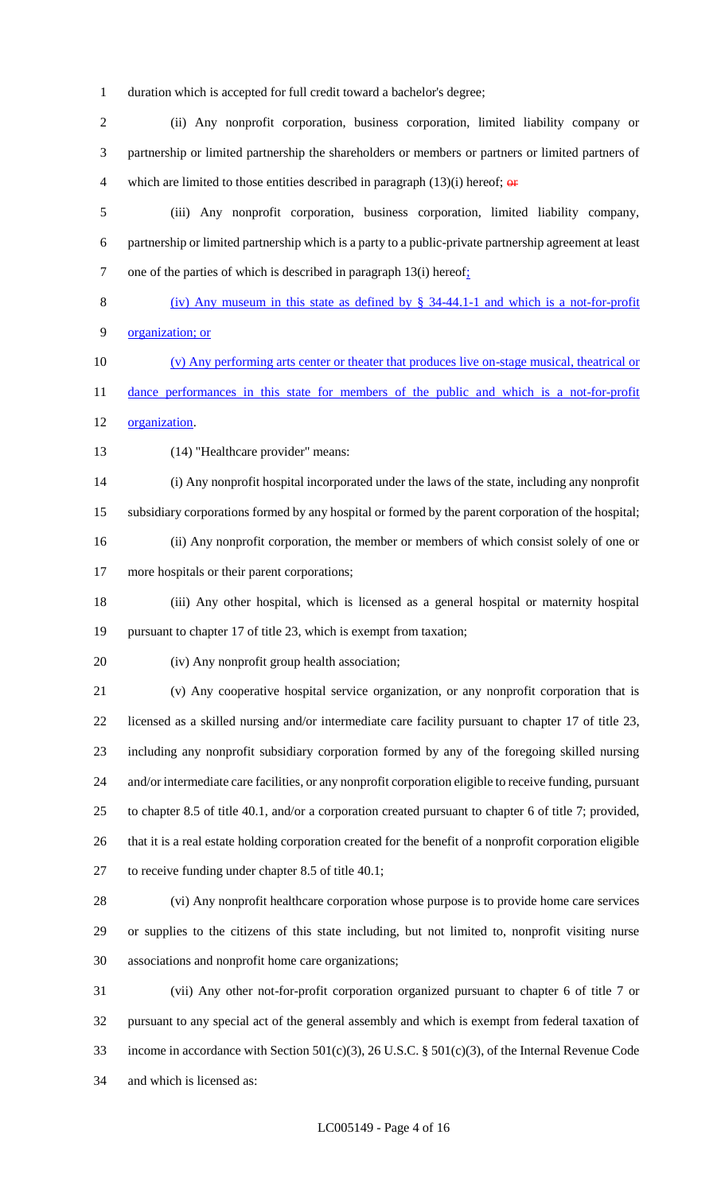duration which is accepted for full credit toward a bachelor's degree;

(ii) Any nonprofit corporation, business corporation, limited liability company or partnership or limited partnership the shareholders or members or partners or limited partners of which are limited to those entities described in paragraph (13)(i) hereof; ~~or~~

(iii) Any nonprofit corporation, business corporation, limited liability company, partnership or limited partnership which is a party to a public-private partnership agreement at least one of the parties of which is described in paragraph 13(i) hereof;

(iv) Any museum in this state as defined by § 34-44.1-1 and which is a not-for-profit organization; or

(v) Any performing arts center or theater that produces live on-stage musical, theatrical or dance performances in this state for members of the public and which is a not-for-profit organization.

(14) "Healthcare provider" means:

(i) Any nonprofit hospital incorporated under the laws of the state, including any nonprofit subsidiary corporations formed by any hospital or formed by the parent corporation of the hospital;

(ii) Any nonprofit corporation, the member or members of which consist solely of one or more hospitals or their parent corporations;

(iii) Any other hospital, which is licensed as a general hospital or maternity hospital pursuant to chapter 17 of title 23, which is exempt from taxation;

(iv) Any nonprofit group health association;

(v) Any cooperative hospital service organization, or any nonprofit corporation that is licensed as a skilled nursing and/or intermediate care facility pursuant to chapter 17 of title 23, including any nonprofit subsidiary corporation formed by any of the foregoing skilled nursing and/or intermediate care facilities, or any nonprofit corporation eligible to receive funding, pursuant to chapter 8.5 of title 40.1, and/or a corporation created pursuant to chapter 6 of title 7; provided, that it is a real estate holding corporation created for the benefit of a nonprofit corporation eligible to receive funding under chapter 8.5 of title 40.1;

(vi) Any nonprofit healthcare corporation whose purpose is to provide home care services or supplies to the citizens of this state including, but not limited to, nonprofit visiting nurse associations and nonprofit home care organizations;

(vii) Any other not-for-profit corporation organized pursuant to chapter 6 of title 7 or pursuant to any special act of the general assembly and which is exempt from federal taxation of income in accordance with Section 501(c)(3), 26 U.S.C. § 501(c)(3), of the Internal Revenue Code and which is licensed as: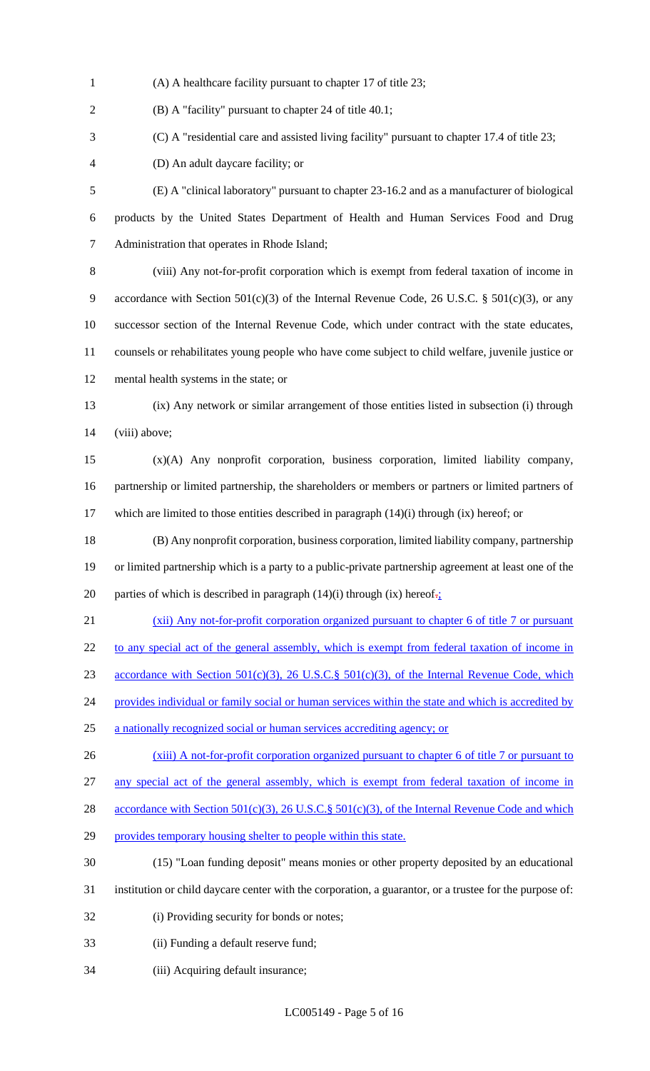(A) A healthcare facility pursuant to chapter 17 of title 23;

(B) A "facility" pursuant to chapter 24 of title 40.1;

(C) A "residential care and assisted living facility" pursuant to chapter 17.4 of title 23;

(D) An adult daycare facility; or

(E) A "clinical laboratory" pursuant to chapter 23-16.2 and as a manufacturer of biological products by the United States Department of Health and Human Services Food and Drug Administration that operates in Rhode Island;

(viii) Any not-for-profit corporation which is exempt from federal taxation of income in accordance with Section 501(c)(3) of the Internal Revenue Code, 26 U.S.C. § 501(c)(3), or any successor section of the Internal Revenue Code, which under contract with the state educates, counsels or rehabilitates young people who have come subject to child welfare, juvenile justice or mental health systems in the state; or

(ix) Any network or similar arrangement of those entities listed in subsection (i) through (viii) above;

(x)(A) Any nonprofit corporation, business corporation, limited liability company, partnership or limited partnership, the shareholders or members or partners or limited partners of which are limited to those entities described in paragraph (14)(i) through (ix) hereof; or

(B) Any nonprofit corporation, business corporation, limited liability company, partnership or limited partnership which is a party to a public-private partnership agreement at least one of the parties of which is described in paragraph (14)(i) through (ix) hereof~~.~~;

(xii) Any not-for-profit corporation organized pursuant to chapter 6 of title 7 or pursuant to any special act of the general assembly, which is exempt from federal taxation of income in accordance with Section 501(c)(3), 26 U.S.C.§ 501(c)(3), of the Internal Revenue Code, which provides individual or family social or human services within the state and which is accredited by a nationally recognized social or human services accrediting agency; or

(xiii) A not-for-profit corporation organized pursuant to chapter 6 of title 7 or pursuant to any special act of the general assembly, which is exempt from federal taxation of income in accordance with Section 501(c)(3), 26 U.S.C.§ 501(c)(3), of the Internal Revenue Code and which provides temporary housing shelter to people within this state.

(15) "Loan funding deposit" means monies or other property deposited by an educational institution or child daycare center with the corporation, a guarantor, or a trustee for the purpose of:

(i) Providing security for bonds or notes;

(ii) Funding a default reserve fund;

(iii) Acquiring default insurance;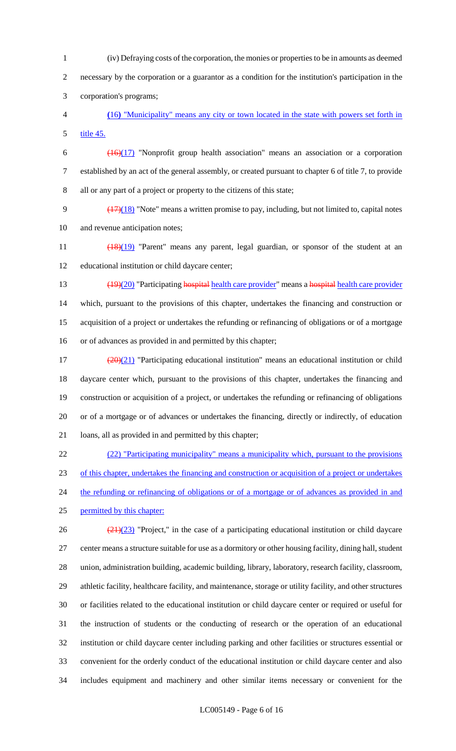(iv) Defraying costs of the corporation, the monies or properties to be in amounts as deemed necessary by the corporation or a guarantor as a condition for the institution's participation in the corporation's programs;

(16) "Municipality" means any city or town located in the state with powers set forth in title 45.

~~(16)~~(17) "Nonprofit group health association" means an association or a corporation established by an act of the general assembly, or created pursuant to chapter 6 of title 7, to provide all or any part of a project or property to the citizens of this state;

~~(17)~~(18) "Note" means a written promise to pay, including, but not limited to, capital notes and revenue anticipation notes;

~~(18)~~(19) "Parent" means any parent, legal guardian, or sponsor of the student at an educational institution or child daycare center;

~~(19)~~(20) "Participating ~~hospital~~ health care provider" means a ~~hospital~~ health care provider which, pursuant to the provisions of this chapter, undertakes the financing and construction or acquisition of a project or undertakes the refunding or refinancing of obligations or of a mortgage or of advances as provided in and permitted by this chapter;

~~(20)~~(21) "Participating educational institution" means an educational institution or child daycare center which, pursuant to the provisions of this chapter, undertakes the financing and construction or acquisition of a project, or undertakes the refunding or refinancing of obligations or of a mortgage or of advances or undertakes the financing, directly or indirectly, of education loans, all as provided in and permitted by this chapter;

(22) "Participating municipality" means a municipality which, pursuant to the provisions of this chapter, undertakes the financing and construction or acquisition of a project or undertakes the refunding or refinancing of obligations or of a mortgage or of advances as provided in and permitted by this chapter;

~~(21)~~(23) "Project," in the case of a participating educational institution or child daycare center means a structure suitable for use as a dormitory or other housing facility, dining hall, student union, administration building, academic building, library, laboratory, research facility, classroom, athletic facility, healthcare facility, and maintenance, storage or utility facility, and other structures or facilities related to the educational institution or child daycare center or required or useful for the instruction of students or the conducting of research or the operation of an educational institution or child daycare center including parking and other facilities or structures essential or convenient for the orderly conduct of the educational institution or child daycare center and also includes equipment and machinery and other similar items necessary or convenient for the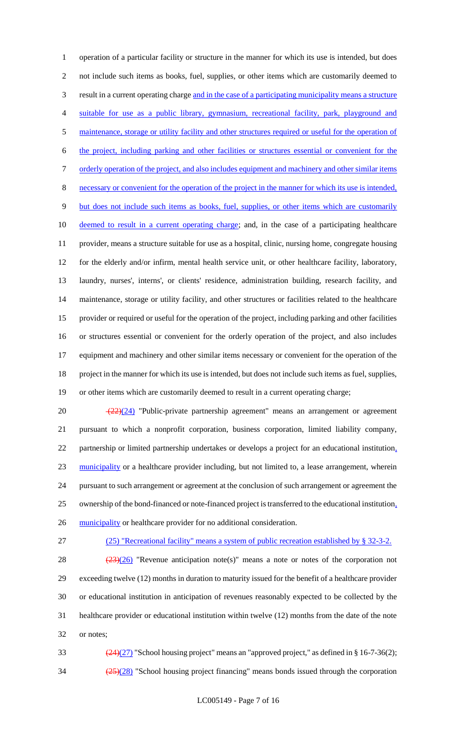operation of a particular facility or structure in the manner for which its use is intended, but does not include such items as books, fuel, supplies, or other items which are customarily deemed to result in a current operating charge and in the case of a participating municipality means a structure suitable for use as a public library, gymnasium, recreational facility, park, playground and maintenance, storage or utility facility and other structures required or useful for the operation of the project, including parking and other facilities or structures essential or convenient for the orderly operation of the project, and also includes equipment and machinery and other similar items necessary or convenient for the operation of the project in the manner for which its use is intended, but does not include such items as books, fuel, supplies, or other items which are customarily deemed to result in a current operating charge; and, in the case of a participating healthcare provider, means a structure suitable for use as a hospital, clinic, nursing home, congregate housing for the elderly and/or infirm, mental health service unit, or other healthcare facility, laboratory, laundry, nurses', interns', or clients' residence, administration building, research facility, and maintenance, storage or utility facility, and other structures or facilities related to the healthcare provider or required or useful for the operation of the project, including parking and other facilities or structures essential or convenient for the orderly operation of the project, and also includes equipment and machinery and other similar items necessary or convenient for the operation of the project in the manner for which its use is intended, but does not include such items as fuel, supplies, or other items which are customarily deemed to result in a current operating charge;

~~(22)~~(24) "Public-private partnership agreement" means an arrangement or agreement pursuant to which a nonprofit corporation, business corporation, limited liability company, partnership or limited partnership undertakes or develops a project for an educational institution, municipality or a healthcare provider including, but not limited to, a lease arrangement, wherein pursuant to such arrangement or agreement at the conclusion of such arrangement or agreement the ownership of the bond-financed or note-financed project is transferred to the educational institution, municipality or healthcare provider for no additional consideration.

(25) "Recreational facility" means a system of public recreation established by § 32-3-2.

~~(23)~~(26) "Revenue anticipation note(s)" means a note or notes of the corporation not exceeding twelve (12) months in duration to maturity issued for the benefit of a healthcare provider or educational institution in anticipation of revenues reasonably expected to be collected by the healthcare provider or educational institution within twelve (12) months from the date of the note or notes;

~~(24)~~(27) "School housing project" means an "approved project," as defined in § 16-7-36(2);

~~(25)~~(28) "School housing project financing" means bonds issued through the corporation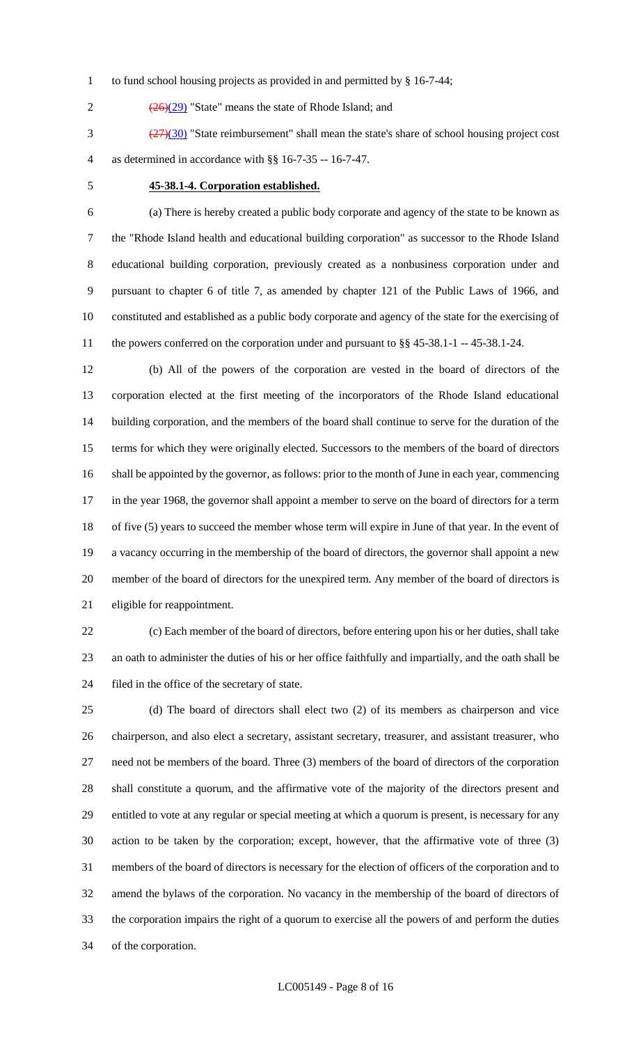to fund school housing projects as provided in and permitted by § 16-7-44;

~~(26)~~(29) "State" means the state of Rhode Island; and

~~(27)~~(30) "State reimbursement" shall mean the state's share of school housing project cost as determined in accordance with §§ 16-7-35 -- 16-7-47.

**45-38.1-4. Corporation established.**

(a) There is hereby created a public body corporate and agency of the state to be known as the "Rhode Island health and educational building corporation" as successor to the Rhode Island educational building corporation, previously created as a nonbusiness corporation under and pursuant to chapter 6 of title 7, as amended by chapter 121 of the Public Laws of 1966, and constituted and established as a public body corporate and agency of the state for the exercising of the powers conferred on the corporation under and pursuant to §§ 45-38.1-1 -- 45-38.1-24.

(b) All of the powers of the corporation are vested in the board of directors of the corporation elected at the first meeting of the incorporators of the Rhode Island educational building corporation, and the members of the board shall continue to serve for the duration of the terms for which they were originally elected. Successors to the members of the board of directors shall be appointed by the governor, as follows: prior to the month of June in each year, commencing in the year 1968, the governor shall appoint a member to serve on the board of directors for a term of five (5) years to succeed the member whose term will expire in June of that year. In the event of a vacancy occurring in the membership of the board of directors, the governor shall appoint a new member of the board of directors for the unexpired term. Any member of the board of directors is eligible for reappointment.

(c) Each member of the board of directors, before entering upon his or her duties, shall take an oath to administer the duties of his or her office faithfully and impartially, and the oath shall be filed in the office of the secretary of state.

(d) The board of directors shall elect two (2) of its members as chairperson and vice chairperson, and also elect a secretary, assistant secretary, treasurer, and assistant treasurer, who need not be members of the board. Three (3) members of the board of directors of the corporation shall constitute a quorum, and the affirmative vote of the majority of the directors present and entitled to vote at any regular or special meeting at which a quorum is present, is necessary for any action to be taken by the corporation; except, however, that the affirmative vote of three (3) members of the board of directors is necessary for the election of officers of the corporation and to amend the bylaws of the corporation. No vacancy in the membership of the board of directors of the corporation impairs the right of a quorum to exercise all the powers of and perform the duties of the corporation.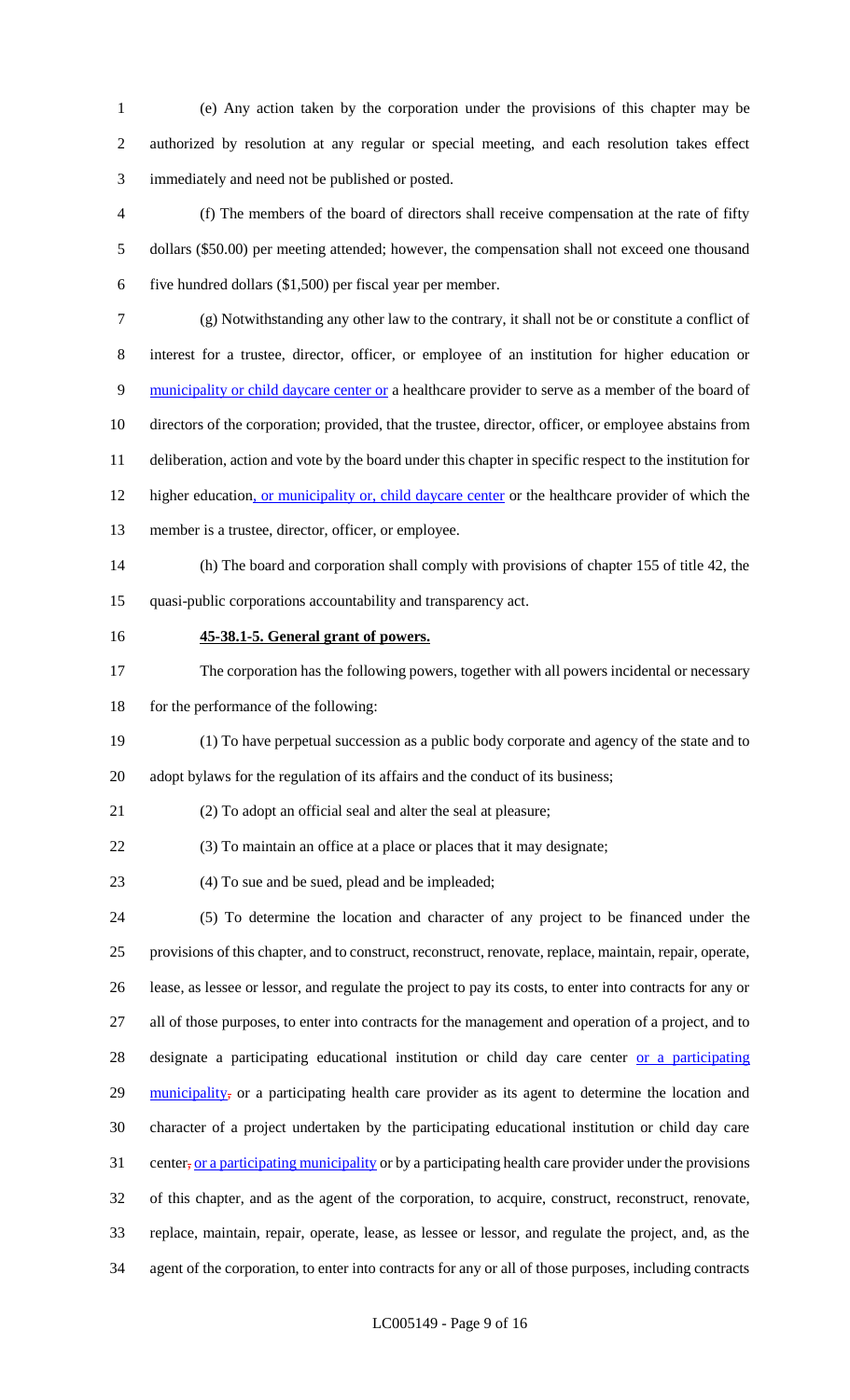(e) Any action taken by the corporation under the provisions of this chapter may be authorized by resolution at any regular or special meeting, and each resolution takes effect immediately and need not be published or posted.

(f) The members of the board of directors shall receive compensation at the rate of fifty dollars ($50.00) per meeting attended; however, the compensation shall not exceed one thousand five hundred dollars ($1,500) per fiscal year per member.

(g) Notwithstanding any other law to the contrary, it shall not be or constitute a conflict of interest for a trustee, director, officer, or employee of an institution for higher education or municipality or child daycare center or a healthcare provider to serve as a member of the board of directors of the corporation; provided, that the trustee, director, officer, or employee abstains from deliberation, action and vote by the board under this chapter in specific respect to the institution for higher education, or municipality or, child daycare center or the healthcare provider of which the member is a trustee, director, officer, or employee.

(h) The board and corporation shall comply with provisions of chapter 155 of title 42, the quasi-public corporations accountability and transparency act.

**45-38.1-5. General grant of powers.**

The corporation has the following powers, together with all powers incidental or necessary for the performance of the following:

(1) To have perpetual succession as a public body corporate and agency of the state and to adopt bylaws for the regulation of its affairs and the conduct of its business;

(2) To adopt an official seal and alter the seal at pleasure;

(3) To maintain an office at a place or places that it may designate;

(4) To sue and be sued, plead and be impleaded;

(5) To determine the location and character of any project to be financed under the provisions of this chapter, and to construct, reconstruct, renovate, replace, maintain, repair, operate, lease, as lessee or lessor, and regulate the project to pay its costs, to enter into contracts for any or all of those purposes, to enter into contracts for the management and operation of a project, and to designate a participating educational institution or child day care center or a participating municipality, or a participating health care provider as its agent to determine the location and character of a project undertaken by the participating educational institution or child day care center, or a participating municipality or by a participating health care provider under the provisions of this chapter, and as the agent of the corporation, to acquire, construct, reconstruct, renovate, replace, maintain, repair, operate, lease, as lessee or lessor, and regulate the project, and, as the agent of the corporation, to enter into contracts for any or all of those purposes, including contracts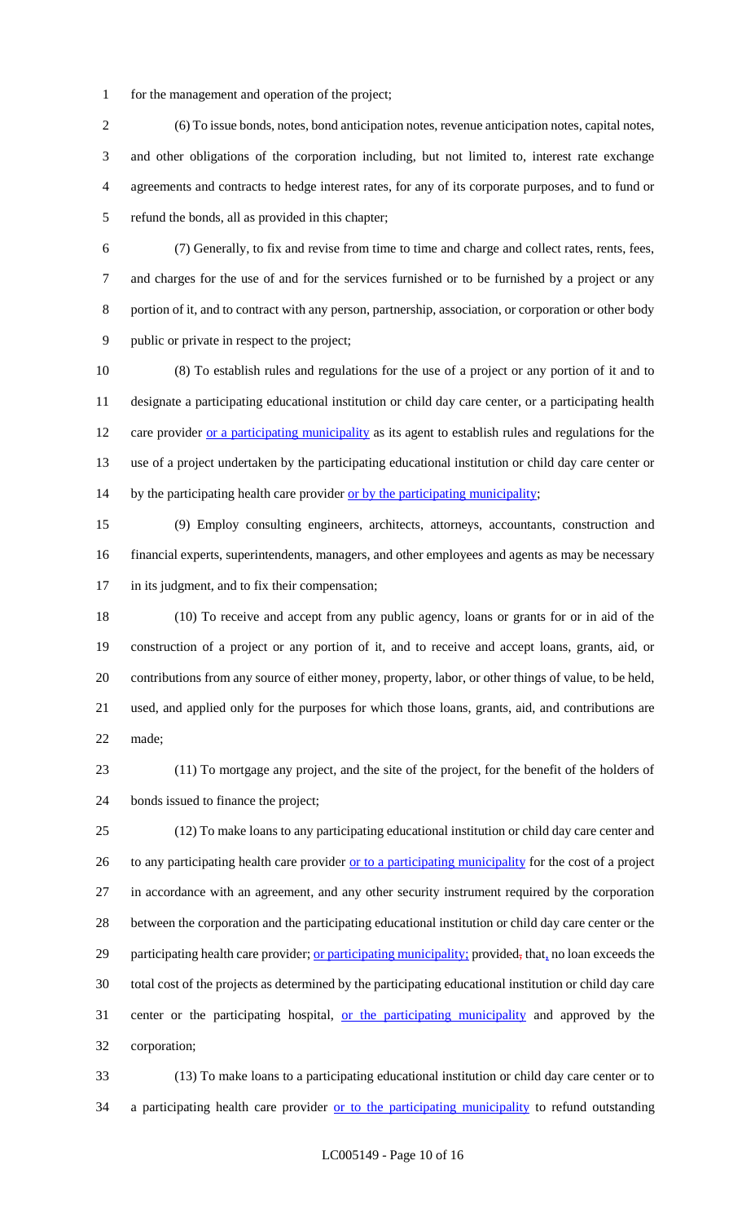for the management and operation of the project;

(6) To issue bonds, notes, bond anticipation notes, revenue anticipation notes, capital notes, and other obligations of the corporation including, but not limited to, interest rate exchange agreements and contracts to hedge interest rates, for any of its corporate purposes, and to fund or refund the bonds, all as provided in this chapter;

(7) Generally, to fix and revise from time to time and charge and collect rates, rents, fees, and charges for the use of and for the services furnished or to be furnished by a project or any portion of it, and to contract with any person, partnership, association, or corporation or other body public or private in respect to the project;

(8) To establish rules and regulations for the use of a project or any portion of it and to designate a participating educational institution or child day care center, or a participating health care provider or a participating municipality as its agent to establish rules and regulations for the use of a project undertaken by the participating educational institution or child day care center or by the participating health care provider or by the participating municipality;

(9) Employ consulting engineers, architects, attorneys, accountants, construction and financial experts, superintendents, managers, and other employees and agents as may be necessary in its judgment, and to fix their compensation;

(10) To receive and accept from any public agency, loans or grants for or in aid of the construction of a project or any portion of it, and to receive and accept loans, grants, aid, or contributions from any source of either money, property, labor, or other things of value, to be held, used, and applied only for the purposes for which those loans, grants, aid, and contributions are made;

(11) To mortgage any project, and the site of the project, for the benefit of the holders of bonds issued to finance the project;

(12) To make loans to any participating educational institution or child day care center and to any participating health care provider or to a participating municipality for the cost of a project in accordance with an agreement, and any other security instrument required by the corporation between the corporation and the participating educational institution or child day care center or the participating health care provider; or participating municipality; provided, that, no loan exceeds the total cost of the projects as determined by the participating educational institution or child day care center or the participating hospital, or the participating municipality and approved by the corporation;

(13) To make loans to a participating educational institution or child day care center or to a participating health care provider or to the participating municipality to refund outstanding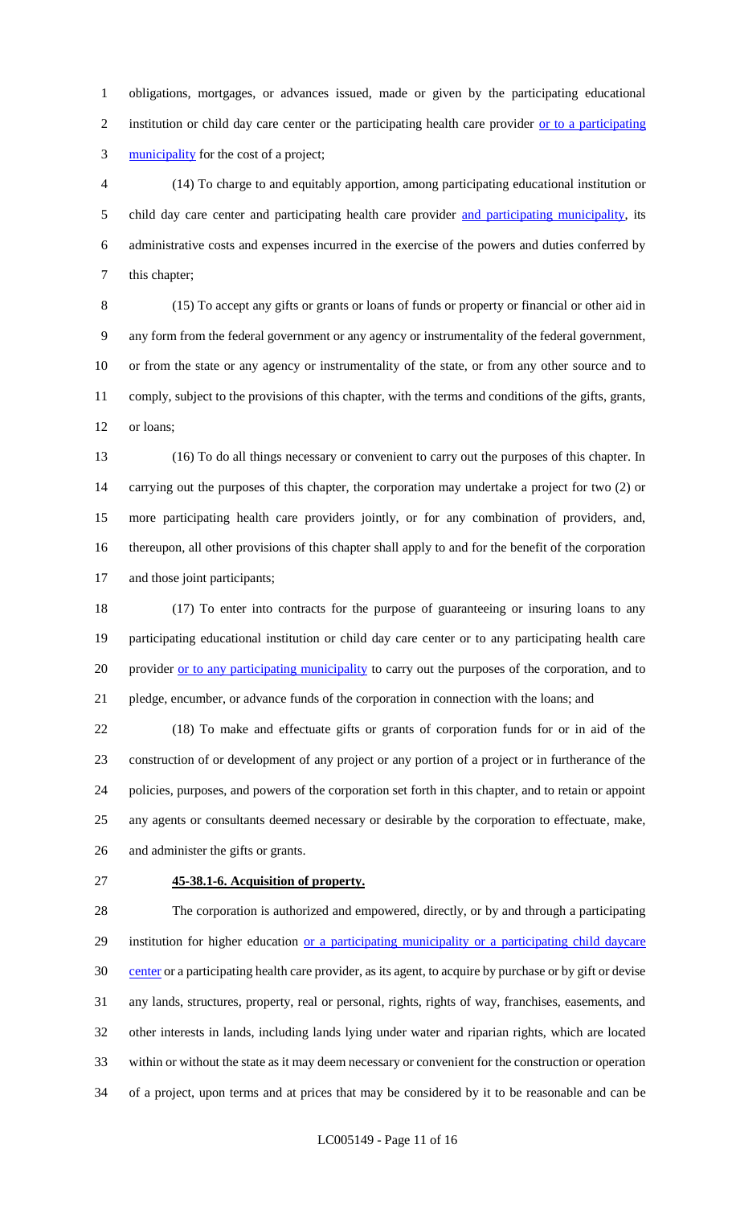obligations, mortgages, or advances issued, made or given by the participating educational institution or child day care center or the participating health care provider or to a participating municipality for the cost of a project;

(14) To charge to and equitably apportion, among participating educational institution or child day care center and participating health care provider and participating municipality, its administrative costs and expenses incurred in the exercise of the powers and duties conferred by this chapter;

(15) To accept any gifts or grants or loans of funds or property or financial or other aid in any form from the federal government or any agency or instrumentality of the federal government, or from the state or any agency or instrumentality of the state, or from any other source and to comply, subject to the provisions of this chapter, with the terms and conditions of the gifts, grants, or loans;

(16) To do all things necessary or convenient to carry out the purposes of this chapter. In carrying out the purposes of this chapter, the corporation may undertake a project for two (2) or more participating health care providers jointly, or for any combination of providers, and, thereupon, all other provisions of this chapter shall apply to and for the benefit of the corporation and those joint participants;

(17) To enter into contracts for the purpose of guaranteeing or insuring loans to any participating educational institution or child day care center or to any participating health care provider or to any participating municipality to carry out the purposes of the corporation, and to pledge, encumber, or advance funds of the corporation in connection with the loans; and

(18) To make and effectuate gifts or grants of corporation funds for or in aid of the construction of or development of any project or any portion of a project or in furtherance of the policies, purposes, and powers of the corporation set forth in this chapter, and to retain or appoint any agents or consultants deemed necessary or desirable by the corporation to effectuate, make, and administer the gifts or grants.

**45-38.1-6. Acquisition of property.**

The corporation is authorized and empowered, directly, or by and through a participating institution for higher education or a participating municipality or a participating child daycare center or a participating health care provider, as its agent, to acquire by purchase or by gift or devise any lands, structures, property, real or personal, rights, rights of way, franchises, easements, and other interests in lands, including lands lying under water and riparian rights, which are located within or without the state as it may deem necessary or convenient for the construction or operation of a project, upon terms and at prices that may be considered by it to be reasonable and can be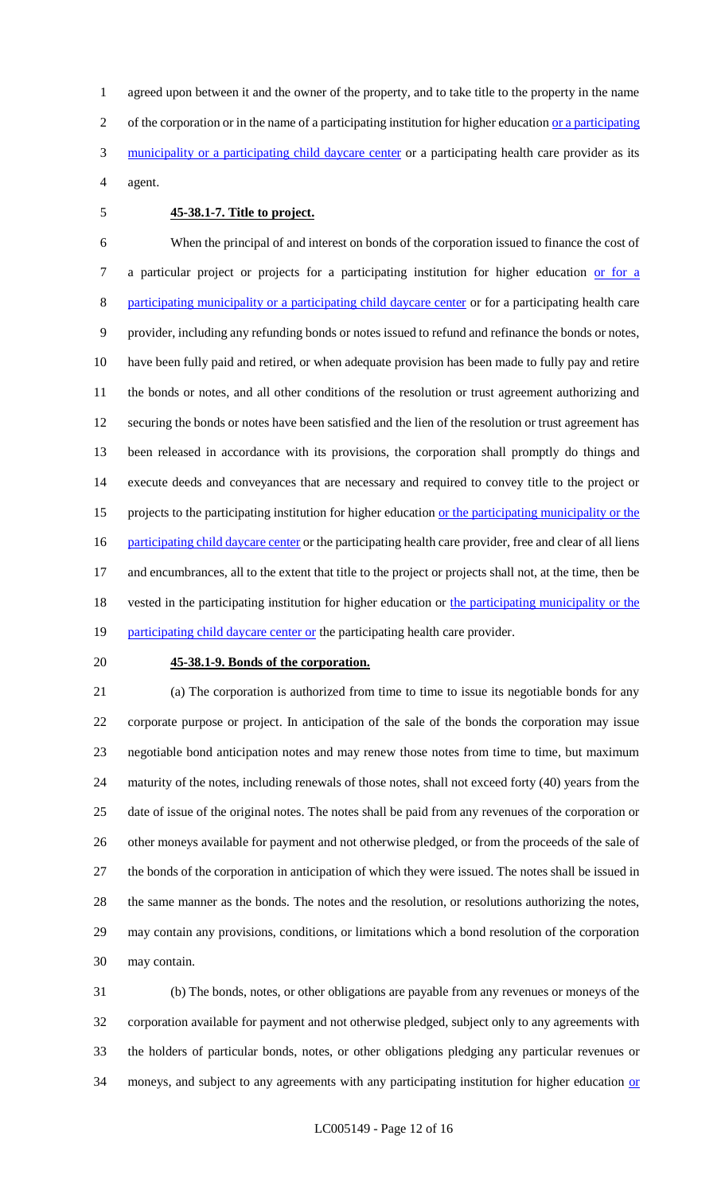agreed upon between it and the owner of the property, and to take title to the property in the name of the corporation or in the name of a participating institution for higher education or a participating municipality or a participating child daycare center or a participating health care provider as its agent.

**45-38.1-7. Title to project.**

When the principal of and interest on bonds of the corporation issued to finance the cost of a particular project or projects for a participating institution for higher education or for a participating municipality or a participating child daycare center or for a participating health care provider, including any refunding bonds or notes issued to refund and refinance the bonds or notes, have been fully paid and retired, or when adequate provision has been made to fully pay and retire the bonds or notes, and all other conditions of the resolution or trust agreement authorizing and securing the bonds or notes have been satisfied and the lien of the resolution or trust agreement has been released in accordance with its provisions, the corporation shall promptly do things and execute deeds and conveyances that are necessary and required to convey title to the project or projects to the participating institution for higher education or the participating municipality or the participating child daycare center or the participating health care provider, free and clear of all liens and encumbrances, all to the extent that title to the project or projects shall not, at the time, then be vested in the participating institution for higher education or the participating municipality or the participating child daycare center or the participating health care provider.

**45-38.1-9. Bonds of the corporation.**

(a) The corporation is authorized from time to time to issue its negotiable bonds for any corporate purpose or project. In anticipation of the sale of the bonds the corporation may issue negotiable bond anticipation notes and may renew those notes from time to time, but maximum maturity of the notes, including renewals of those notes, shall not exceed forty (40) years from the date of issue of the original notes. The notes shall be paid from any revenues of the corporation or other moneys available for payment and not otherwise pledged, or from the proceeds of the sale of the bonds of the corporation in anticipation of which they were issued. The notes shall be issued in the same manner as the bonds. The notes and the resolution, or resolutions authorizing the notes, may contain any provisions, conditions, or limitations which a bond resolution of the corporation may contain.

(b) The bonds, notes, or other obligations are payable from any revenues or moneys of the corporation available for payment and not otherwise pledged, subject only to any agreements with the holders of particular bonds, notes, or other obligations pledging any particular revenues or moneys, and subject to any agreements with any participating institution for higher education or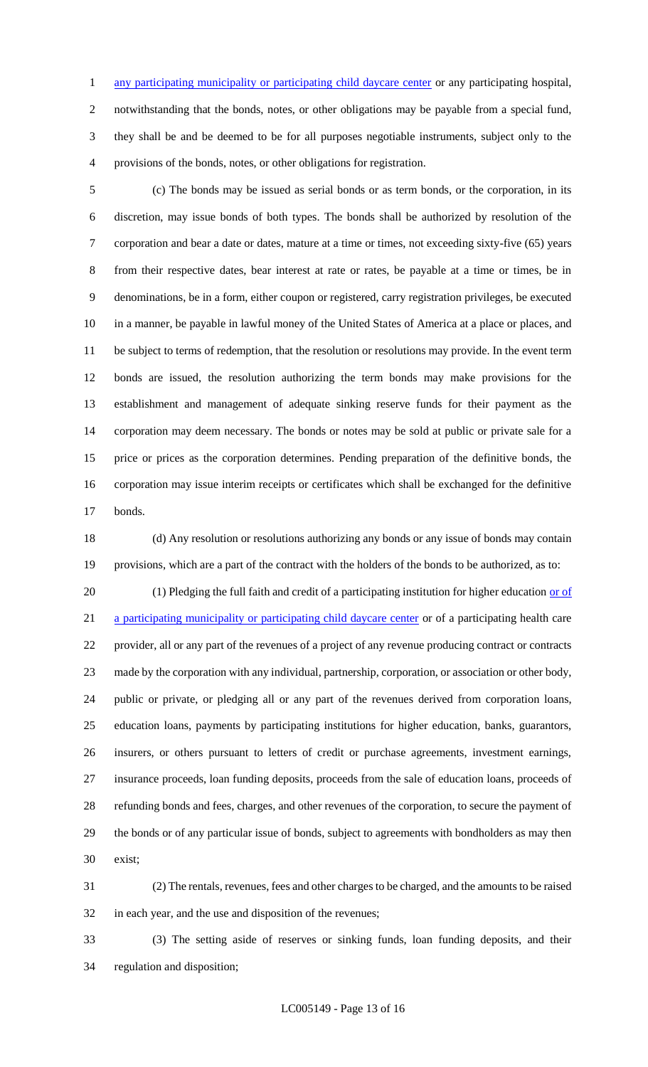any participating municipality or participating child daycare center or any participating hospital, notwithstanding that the bonds, notes, or other obligations may be payable from a special fund, they shall be and be deemed to be for all purposes negotiable instruments, subject only to the provisions of the bonds, notes, or other obligations for registration.

(c) The bonds may be issued as serial bonds or as term bonds, or the corporation, in its discretion, may issue bonds of both types. The bonds shall be authorized by resolution of the corporation and bear a date or dates, mature at a time or times, not exceeding sixty-five (65) years from their respective dates, bear interest at rate or rates, be payable at a time or times, be in denominations, be in a form, either coupon or registered, carry registration privileges, be executed in a manner, be payable in lawful money of the United States of America at a place or places, and be subject to terms of redemption, that the resolution or resolutions may provide. In the event term bonds are issued, the resolution authorizing the term bonds may make provisions for the establishment and management of adequate sinking reserve funds for their payment as the corporation may deem necessary. The bonds or notes may be sold at public or private sale for a price or prices as the corporation determines. Pending preparation of the definitive bonds, the corporation may issue interim receipts or certificates which shall be exchanged for the definitive bonds.

(d) Any resolution or resolutions authorizing any bonds or any issue of bonds may contain provisions, which are a part of the contract with the holders of the bonds to be authorized, as to:

(1) Pledging the full faith and credit of a participating institution for higher education or of a participating municipality or participating child daycare center or of a participating health care provider, all or any part of the revenues of a project of any revenue producing contract or contracts made by the corporation with any individual, partnership, corporation, or association or other body, public or private, or pledging all or any part of the revenues derived from corporation loans, education loans, payments by participating institutions for higher education, banks, guarantors, insurers, or others pursuant to letters of credit or purchase agreements, investment earnings, insurance proceeds, loan funding deposits, proceeds from the sale of education loans, proceeds of refunding bonds and fees, charges, and other revenues of the corporation, to secure the payment of the bonds or of any particular issue of bonds, subject to agreements with bondholders as may then exist;

(2) The rentals, revenues, fees and other charges to be charged, and the amounts to be raised in each year, and the use and disposition of the revenues;

(3) The setting aside of reserves or sinking funds, loan funding deposits, and their regulation and disposition;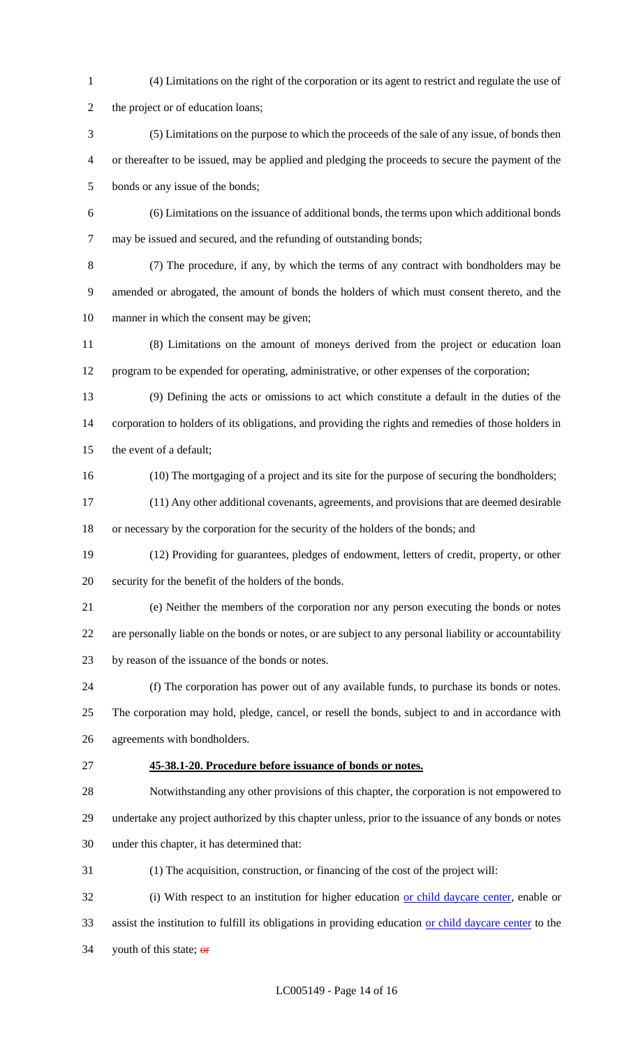(4) Limitations on the right of the corporation or its agent to restrict and regulate the use of the project or of education loans;

(5) Limitations on the purpose to which the proceeds of the sale of any issue, of bonds then or thereafter to be issued, may be applied and pledging the proceeds to secure the payment of the bonds or any issue of the bonds;

(6) Limitations on the issuance of additional bonds, the terms upon which additional bonds may be issued and secured, and the refunding of outstanding bonds;

(7) The procedure, if any, by which the terms of any contract with bondholders may be amended or abrogated, the amount of bonds the holders of which must consent thereto, and the manner in which the consent may be given;

(8) Limitations on the amount of moneys derived from the project or education loan program to be expended for operating, administrative, or other expenses of the corporation;

(9) Defining the acts or omissions to act which constitute a default in the duties of the corporation to holders of its obligations, and providing the rights and remedies of those holders in the event of a default;

(10) The mortgaging of a project and its site for the purpose of securing the bondholders;

(11) Any other additional covenants, agreements, and provisions that are deemed desirable or necessary by the corporation for the security of the holders of the bonds; and

(12) Providing for guarantees, pledges of endowment, letters of credit, property, or other security for the benefit of the holders of the bonds.

(e) Neither the members of the corporation nor any person executing the bonds or notes are personally liable on the bonds or notes, or are subject to any personal liability or accountability by reason of the issuance of the bonds or notes.

(f) The corporation has power out of any available funds, to purchase its bonds or notes. The corporation may hold, pledge, cancel, or resell the bonds, subject to and in accordance with agreements with bondholders.

**45-38.1-20. Procedure before issuance of bonds or notes.**

Notwithstanding any other provisions of this chapter, the corporation is not empowered to undertake any project authorized by this chapter unless, prior to the issuance of any bonds or notes under this chapter, it has determined that:

(1) The acquisition, construction, or financing of the cost of the project will:

(i) With respect to an institution for higher education or child daycare center, enable or assist the institution to fulfill its obligations in providing education or child daycare center to the youth of this state; ~~or~~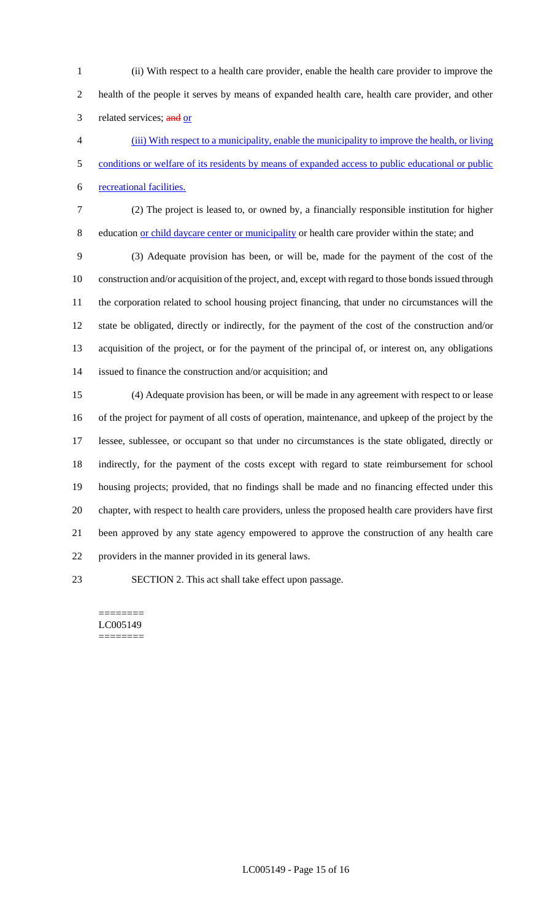(ii) With respect to a health care provider, enable the health care provider to improve the health of the people it serves by means of expanded health care, health care provider, and other related services; ~~and~~ <u>or</u>

<u>(iii) With respect to a municipality, enable the municipality to improve the health, or living conditions or welfare of its residents by means of expanded access to public educational or public recreational facilities.</u>

(2) The project is leased to, or owned by, a financially responsible institution for higher education <u>or child daycare center or municipality</u> or health care provider within the state; and

(3) Adequate provision has been, or will be, made for the payment of the cost of the construction and/or acquisition of the project, and, except with regard to those bonds issued through the corporation related to school housing project financing, that under no circumstances will the state be obligated, directly or indirectly, for the payment of the cost of the construction and/or acquisition of the project, or for the payment of the principal of, or interest on, any obligations issued to finance the construction and/or acquisition; and

(4) Adequate provision has been, or will be made in any agreement with respect to or lease of the project for payment of all costs of operation, maintenance, and upkeep of the project by the lessee, sublessee, or occupant so that under no circumstances is the state obligated, directly or indirectly, for the payment of the costs except with regard to state reimbursement for school housing projects; provided, that no findings shall be made and no financing effected under this chapter, with respect to health care providers, unless the proposed health care providers have first been approved by any state agency empowered to approve the construction of any health care providers in the manner provided in its general laws.

SECTION 2. This act shall take effect upon passage.

========
LC005149
========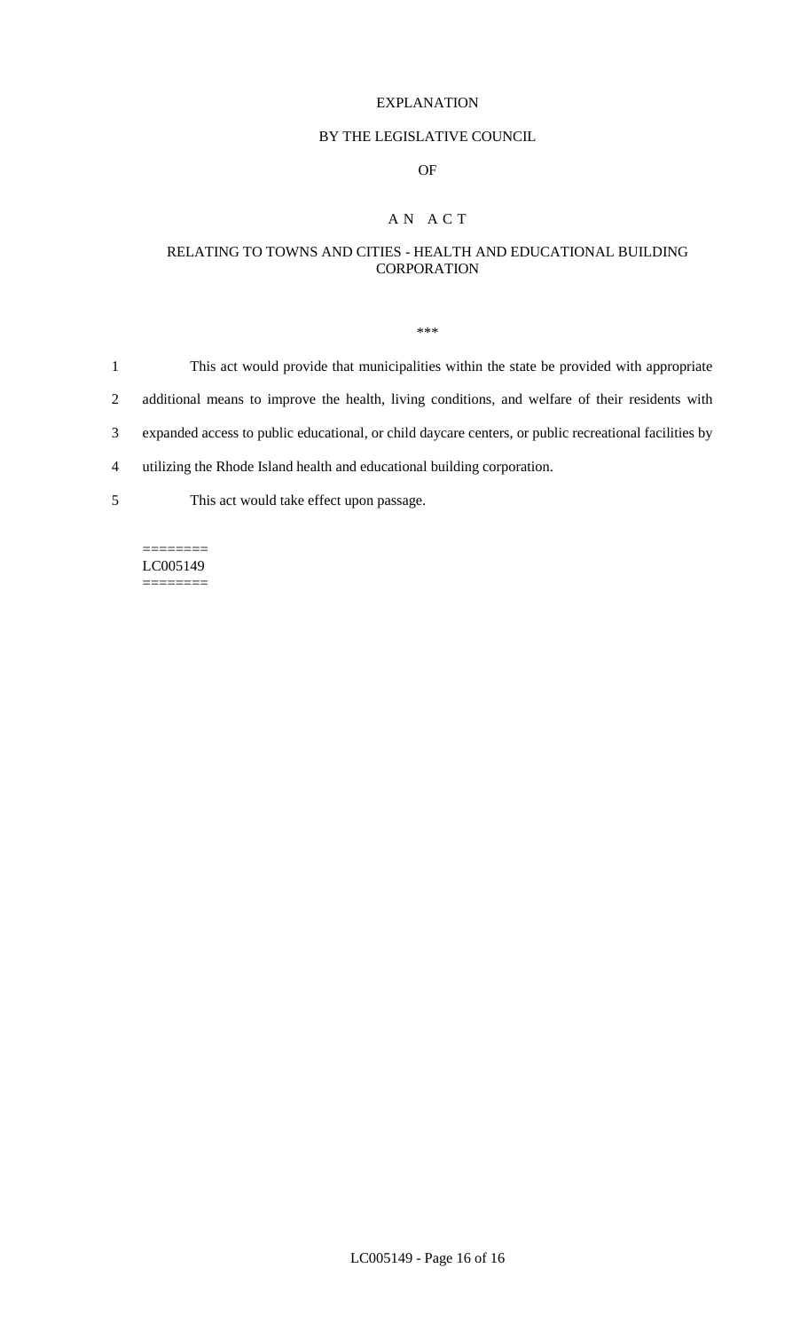EXPLANATION

BY THE LEGISLATIVE COUNCIL

OF

# A N A C T

## RELATING TO TOWNS AND CITIES - HEALTH AND EDUCATIONAL BUILDING CORPORATION

\*\*\*

1 This act would provide that municipalities within the state be provided with appropriate
2 additional means to improve the health, living conditions, and welfare of their residents with
3 expanded access to public educational, or child daycare centers, or public recreational facilities by
4 utilizing the Rhode Island health and educational building corporation.
5 This act would take effect upon passage.

========
LC005149
========